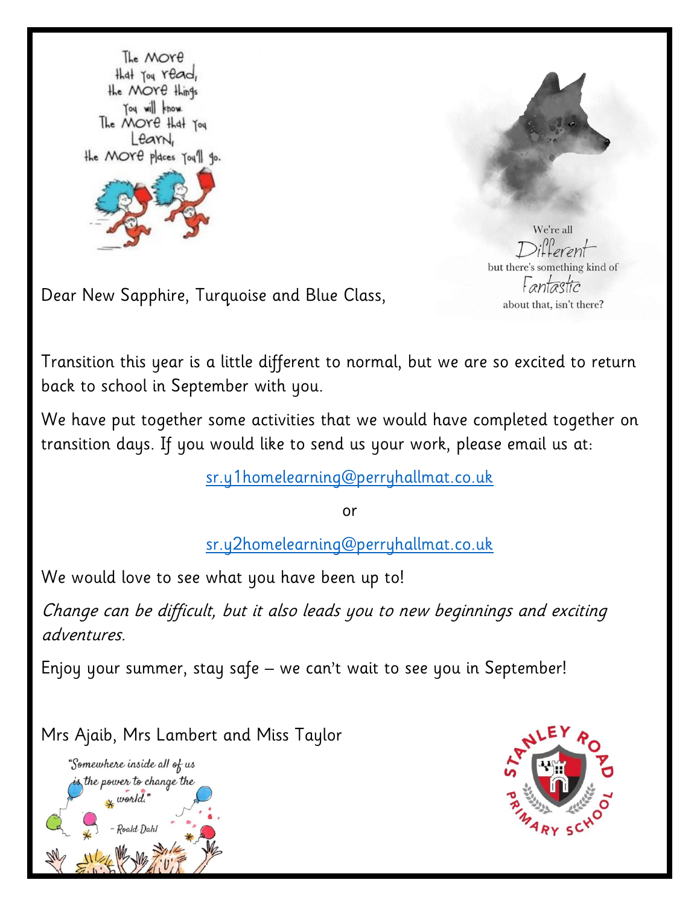The more that you read, the more things you will know. The more that you learn, the more places you'll go.

We're all Different but there's something kind of Fantastic about that, isn't there?

Dear New Sapphire, Turquoise and Blue Class,

Transition this year is a little different to normal, but we are so excited to return back to school in September with you.

We have put together some activities that we would have completed together on transition days. If you would like to send us your work, please email us at:

sr.y1homelearning@perryhallmat.co.uk

or

sr.y2homelearning@perryhallmat.co.uk

We would love to see what you have been up to!

*Change can be difficult, but it also leads you to new beginnings and exciting adventures.*

Enjoy your summer, stay safe – we can't wait to see you in September!

Mrs Ajaib, Mrs Lambert and Miss Taylor

"Somewhere inside all of us is the power to change the world." – Roald Dahl

Stanley Road Primary School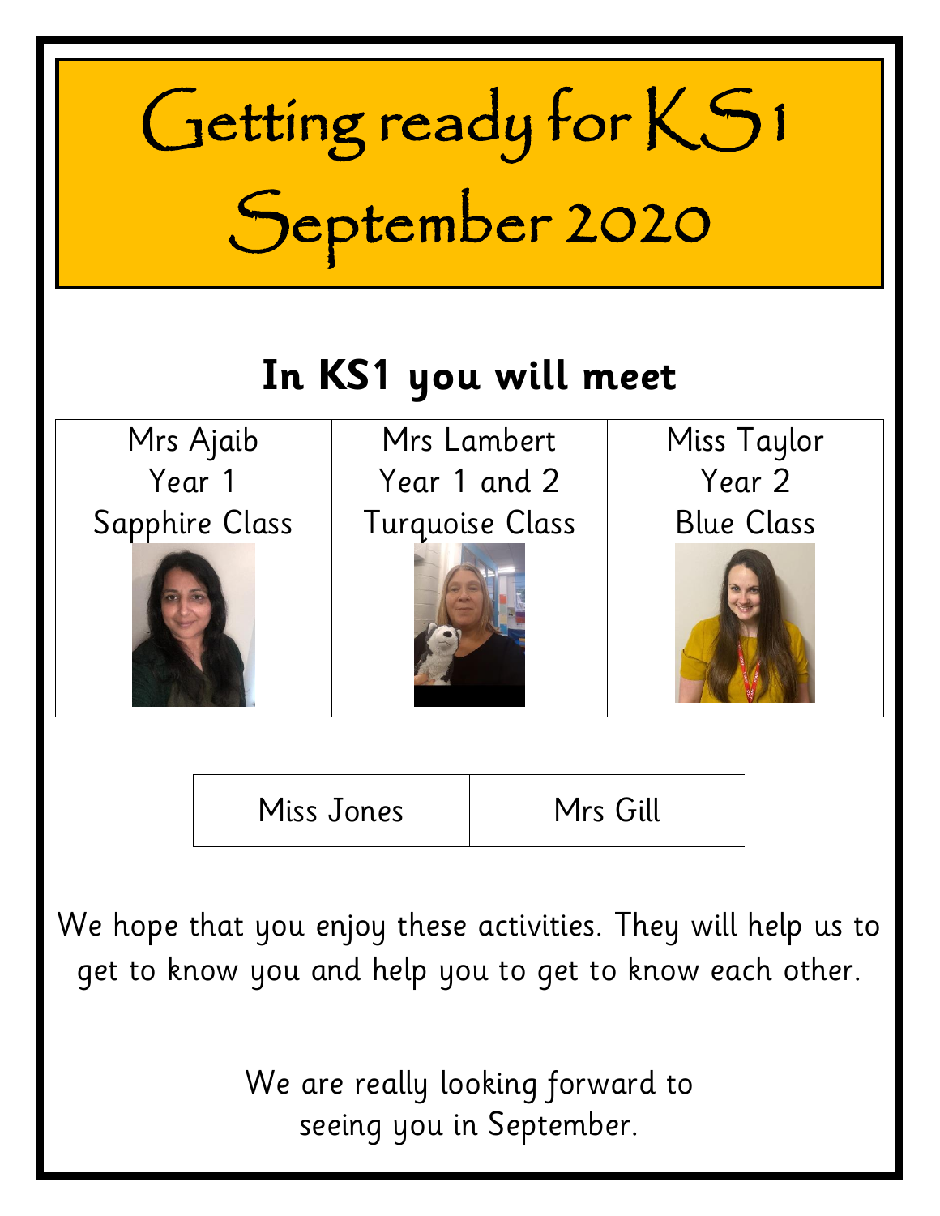# Getting ready for KS1 September 2020

## In KS1 you will meet

| Mrs Ajaib<br>Year 1<br>Sapphire Class | Mrs Lambert<br>Year 1 and 2<br>Turquoise Class | Miss Taylor<br>Year 2<br>Blue Class |
|---|---|---|

| Miss Jones | Mrs Gill |
|---|---|

We hope that you enjoy these activities. They will help us to get to know you and help you to get to know each other.

We are really looking forward to seeing you in September.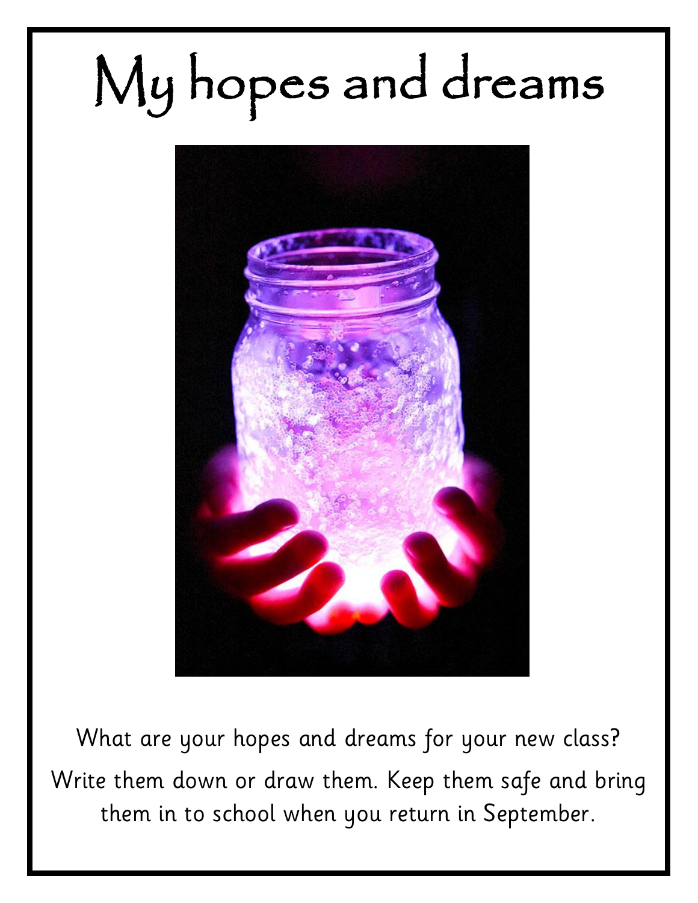# My hopes and dreams

What are your hopes and dreams for your new class?

Write them down or draw them. Keep them safe and bring them in to school when you return in September.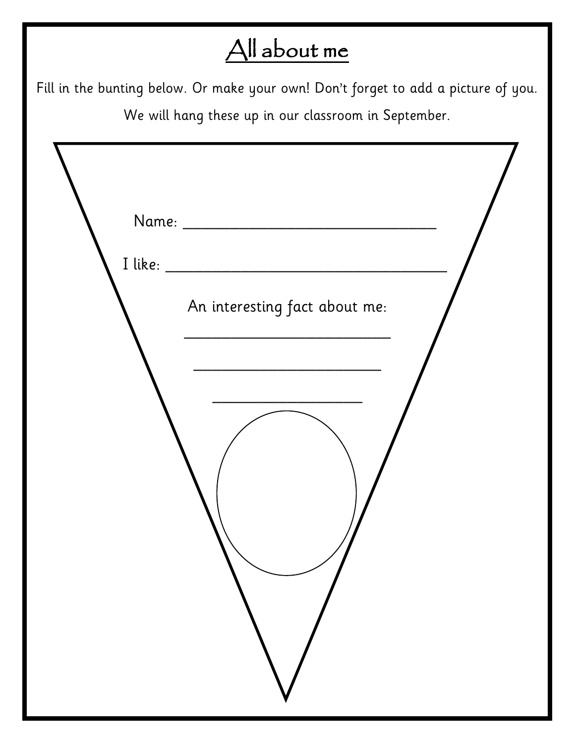# All about me

Fill in the bunting below. Or make your own! Don't forget to add a picture of you.

We will hang these up in our classroom in September.

Name: ______________________________

I like: _________________________________

An interesting fact about me:

_________________________

______________________

__________________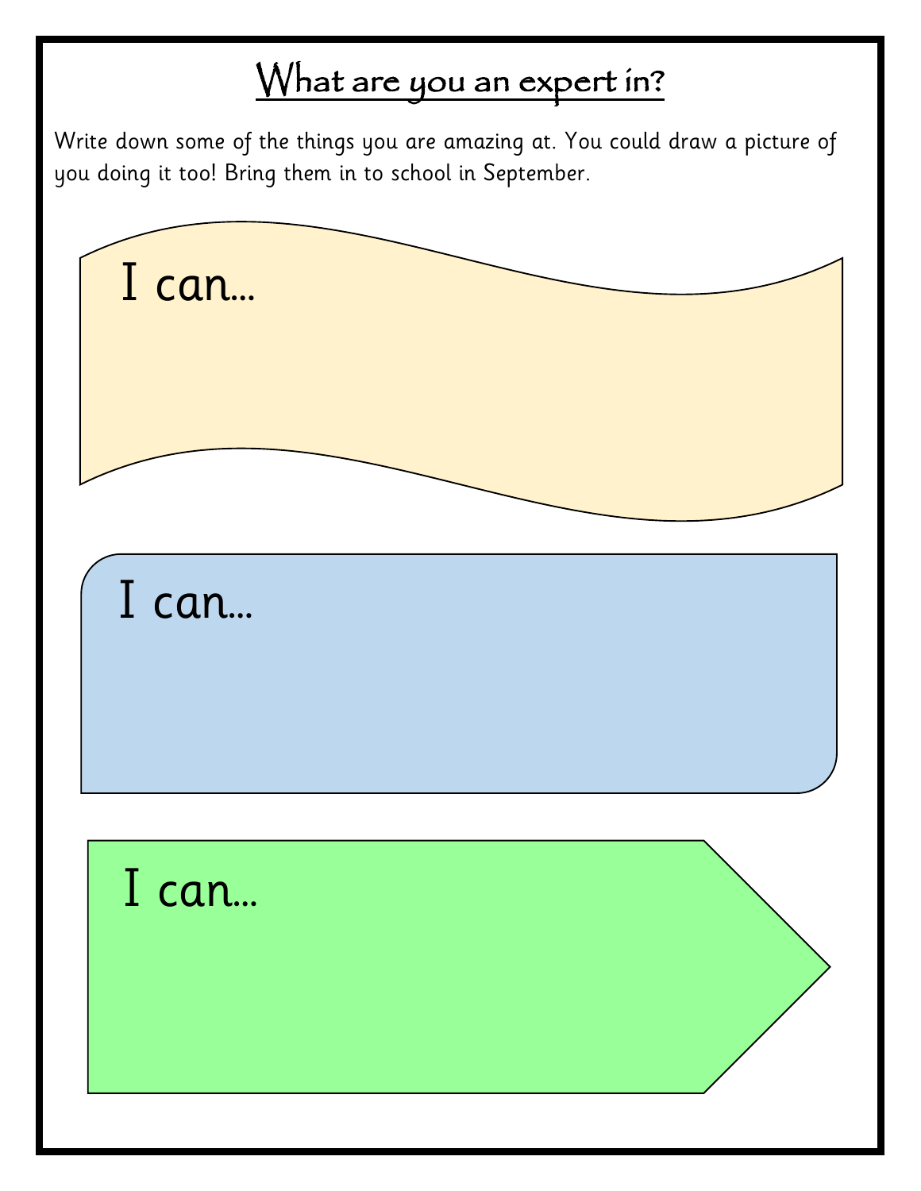# What are you an expert in?

Write down some of the things you are amazing at. You could draw a picture of you doing it too! Bring them in to school in September.

I can...

I can...

I can...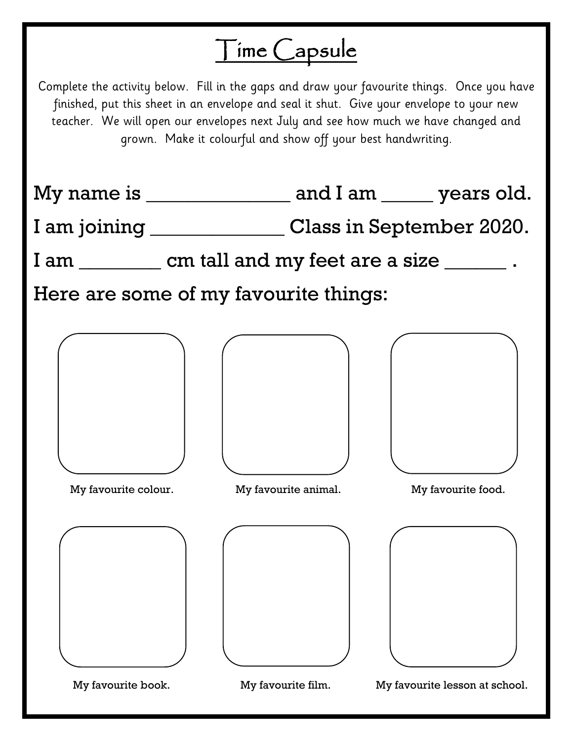# Time Capsule

Complete the activity below. Fill in the gaps and draw your favourite things. Once you have finished, put this sheet in an envelope and seal it shut. Give your envelope to your new teacher. We will open our envelopes next July and see how much we have changed and grown. Make it colourful and show off your best handwriting.

My name is _____________ and I am _____ years old.

I am joining ____________ Class in September 2020.

I am _______ cm tall and my feet are a size _____ .

Here are some of my favourite things:

My favourite colour.

My favourite animal.

My favourite food.

My favourite book.

My favourite film.

My favourite lesson at school.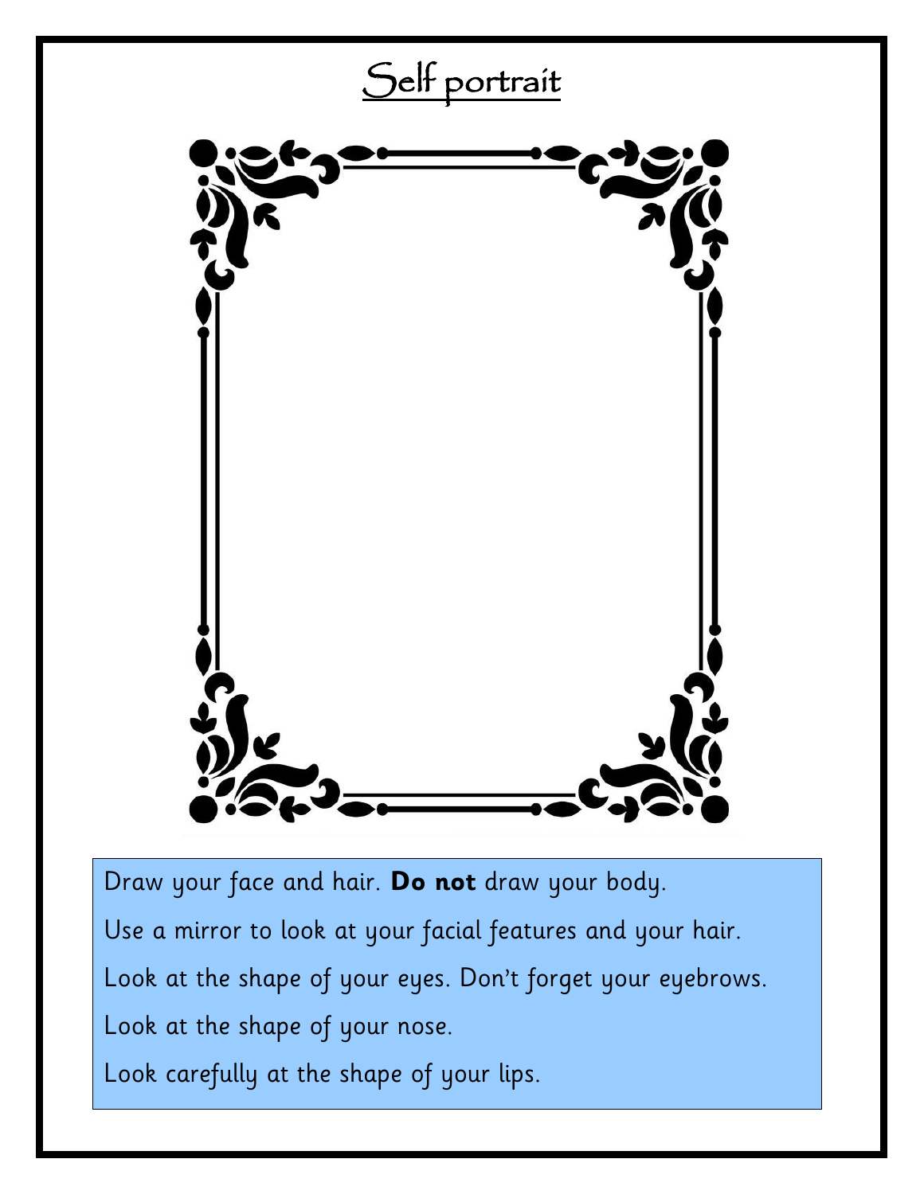# Self portrait

Draw your face and hair. **Do not** draw your body.

Use a mirror to look at your facial features and your hair.

Look at the shape of your eyes. Don't forget your eyebrows.

Look at the shape of your nose.

Look carefully at the shape of your lips.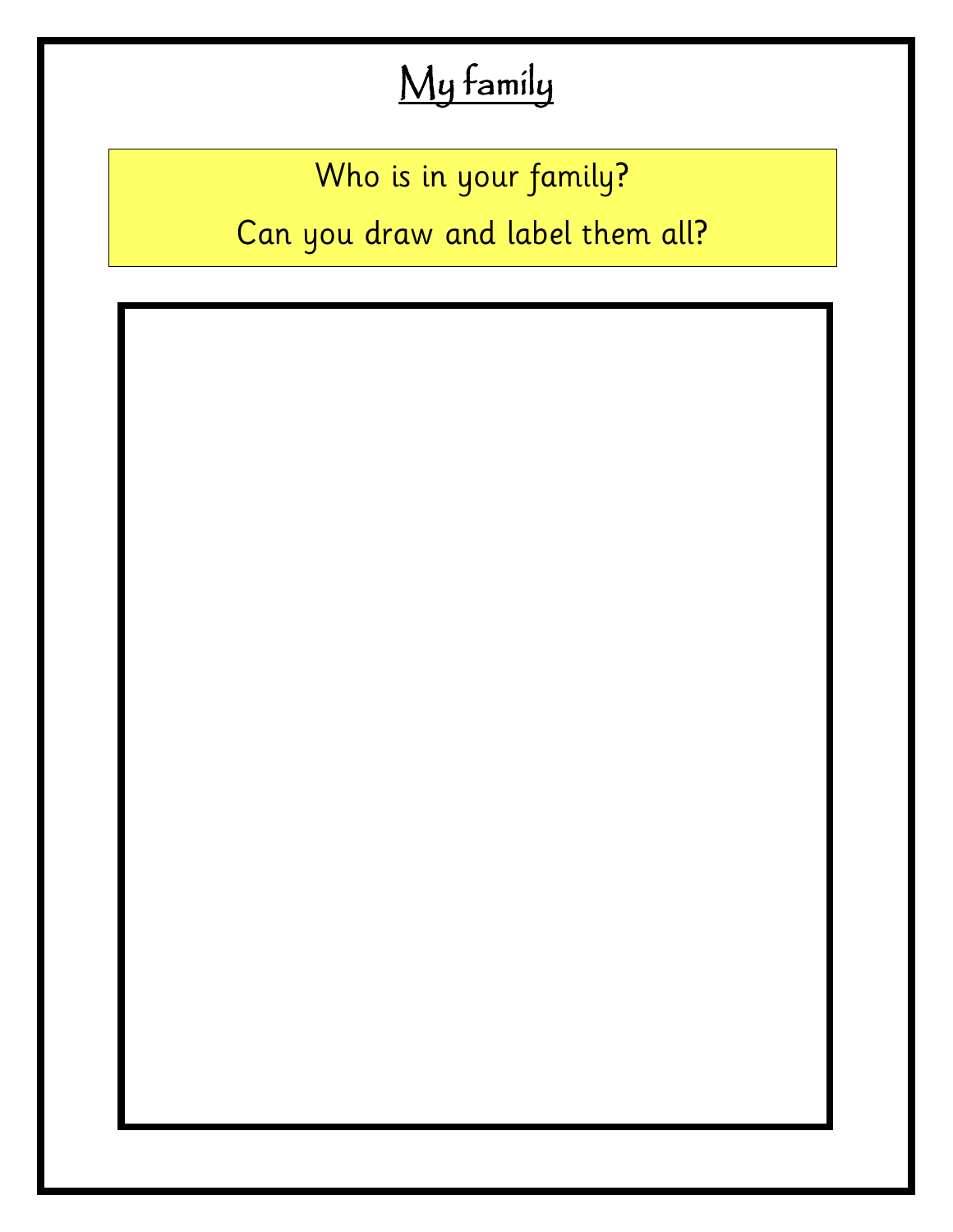# My family

Who is in your family?

Can you draw and label them all?